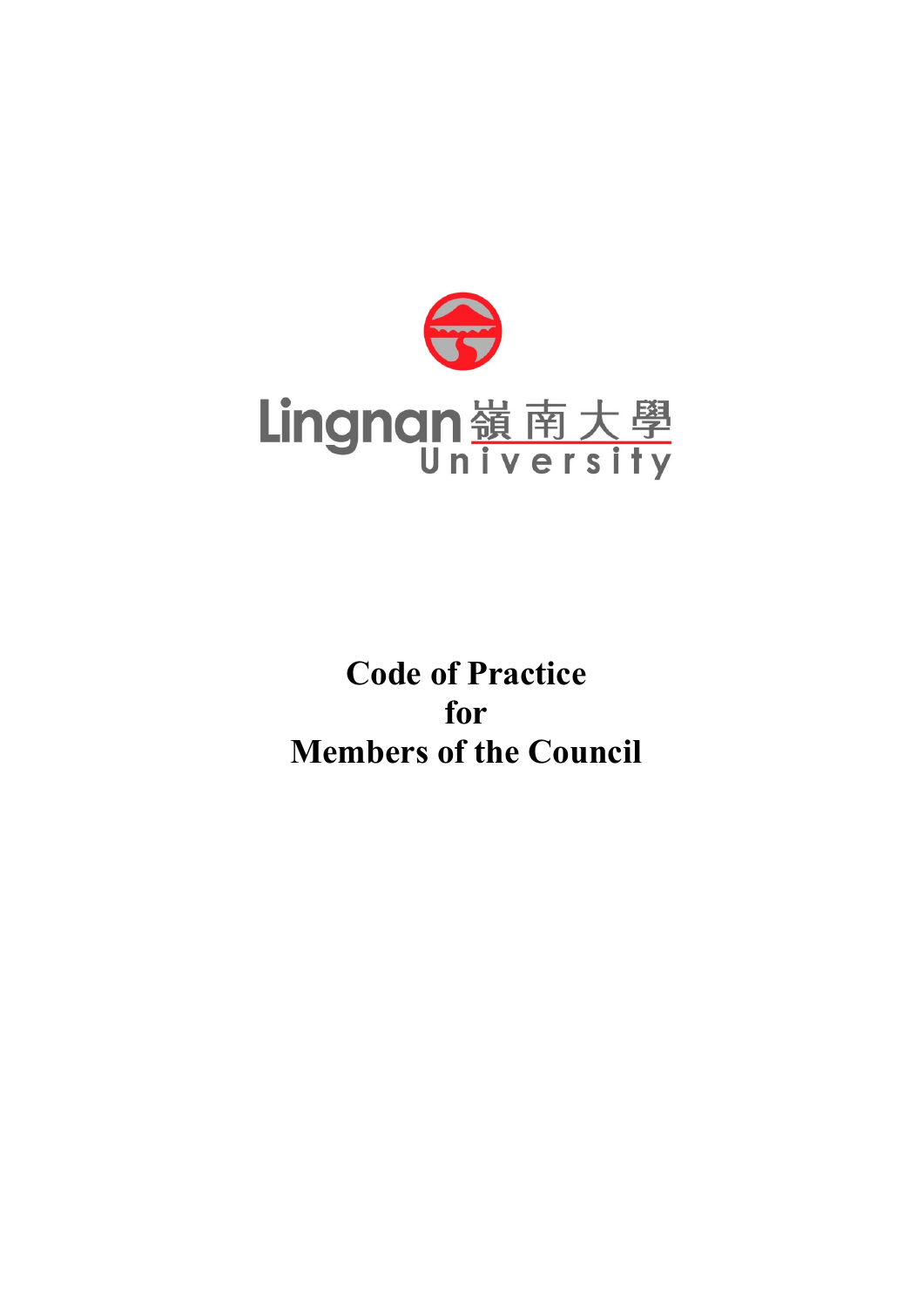Lingnan 嶺南大學 University

# Code of Practice for Members of the Council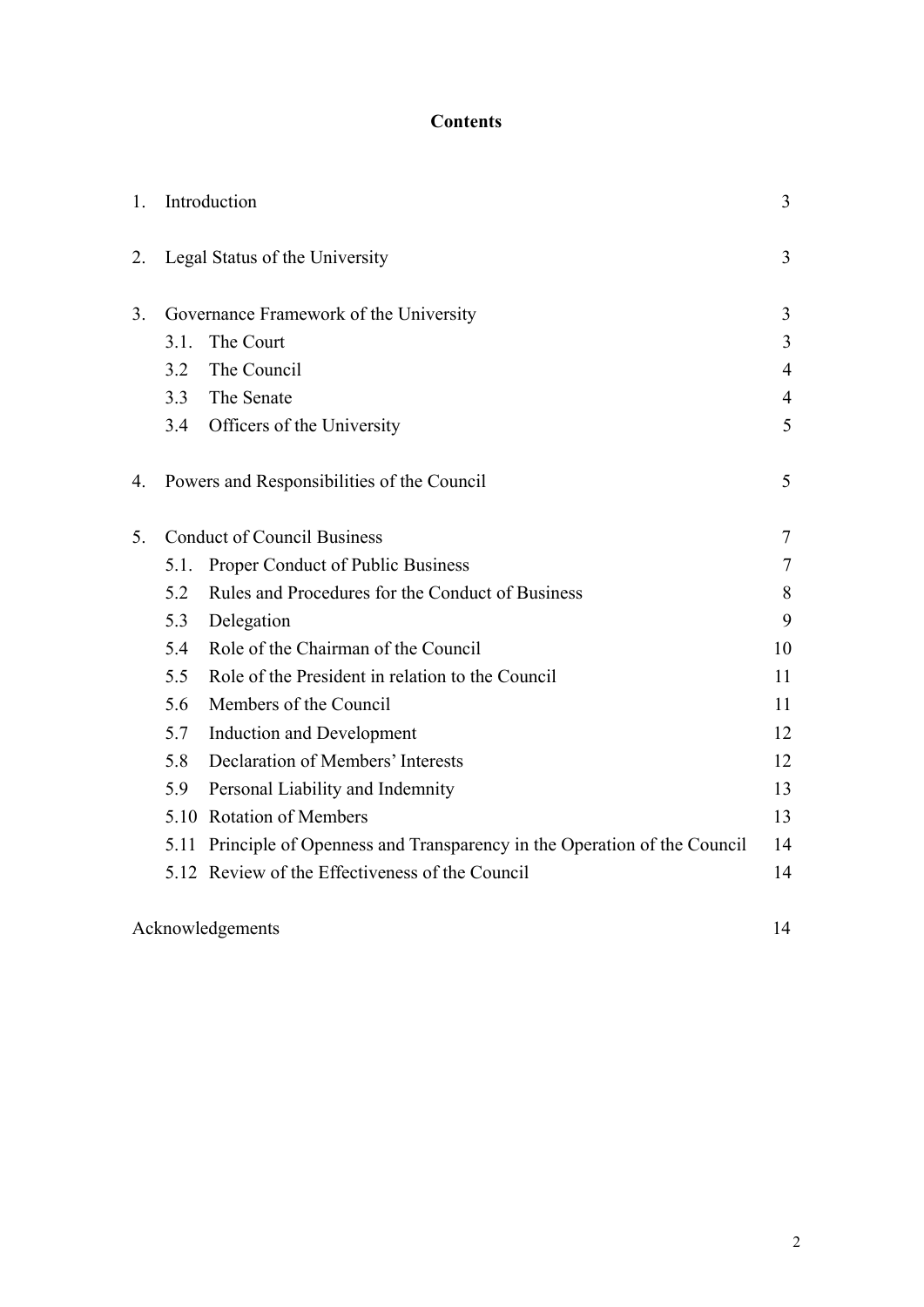**Contents**

| | | |
|---|---|---|
| 1. | Introduction | 3 |
| 2. | Legal Status of the University | 3 |
| 3. | Governance Framework of the University | 3 |
| | 3.1. The Court | 3 |
| | 3.2 The Council | 4 |
| | 3.3 The Senate | 4 |
| | 3.4 Officers of the University | 5 |
| 4. | Powers and Responsibilities of the Council | 5 |
| 5. | Conduct of Council Business | 7 |
| | 5.1. Proper Conduct of Public Business | 7 |
| | 5.2 Rules and Procedures for the Conduct of Business | 8 |
| | 5.3 Delegation | 9 |
| | 5.4 Role of the Chairman of the Council | 10 |
| | 5.5 Role of the President in relation to the Council | 11 |
| | 5.6 Members of the Council | 11 |
| | 5.7 Induction and Development | 12 |
| | 5.8 Declaration of Members' Interests | 12 |
| | 5.9 Personal Liability and Indemnity | 13 |
| | 5.10 Rotation of Members | 13 |
| | 5.11 Principle of Openness and Transparency in the Operation of the Council | 14 |
| | 5.12 Review of the Effectiveness of the Council | 14 |
| Acknowledgements | | 14 |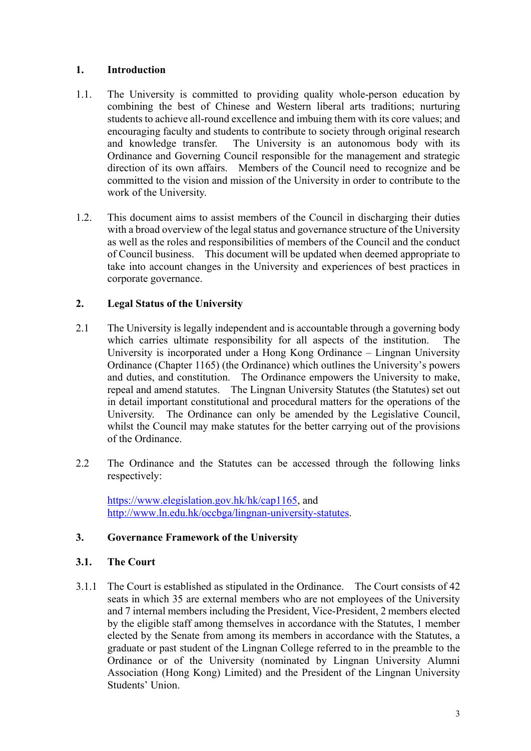## 1. Introduction

1.1. The University is committed to providing quality whole-person education by combining the best of Chinese and Western liberal arts traditions; nurturing students to achieve all-round excellence and imbuing them with its core values; and encouraging faculty and students to contribute to society through original research and knowledge transfer. The University is an autonomous body with its Ordinance and Governing Council responsible for the management and strategic direction of its own affairs. Members of the Council need to recognize and be committed to the vision and mission of the University in order to contribute to the work of the University.

1.2. This document aims to assist members of the Council in discharging their duties with a broad overview of the legal status and governance structure of the University as well as the roles and responsibilities of members of the Council and the conduct of Council business. This document will be updated when deemed appropriate to take into account changes in the University and experiences of best practices in corporate governance.

## 2. Legal Status of the University

2.1 The University is legally independent and is accountable through a governing body which carries ultimate responsibility for all aspects of the institution. The University is incorporated under a Hong Kong Ordinance – Lingnan University Ordinance (Chapter 1165) (the Ordinance) which outlines the University's powers and duties, and constitution. The Ordinance empowers the University to make, repeal and amend statutes. The Lingnan University Statutes (the Statutes) set out in detail important constitutional and procedural matters for the operations of the University. The Ordinance can only be amended by the Legislative Council, whilst the Council may make statutes for the better carrying out of the provisions of the Ordinance.

2.2 The Ordinance and the Statutes can be accessed through the following links respectively:

https://www.elegislation.gov.hk/hk/cap1165, and
http://www.ln.edu.hk/occbga/lingnan-university-statutes.

## 3. Governance Framework of the University

### 3.1. The Court

3.1.1 The Court is established as stipulated in the Ordinance. The Court consists of 42 seats in which 35 are external members who are not employees of the University and 7 internal members including the President, Vice-President, 2 members elected by the eligible staff among themselves in accordance with the Statutes, 1 member elected by the Senate from among its members in accordance with the Statutes, a graduate or past student of the Lingnan College referred to in the preamble to the Ordinance or of the University (nominated by Lingnan University Alumni Association (Hong Kong) Limited) and the President of the Lingnan University Students' Union.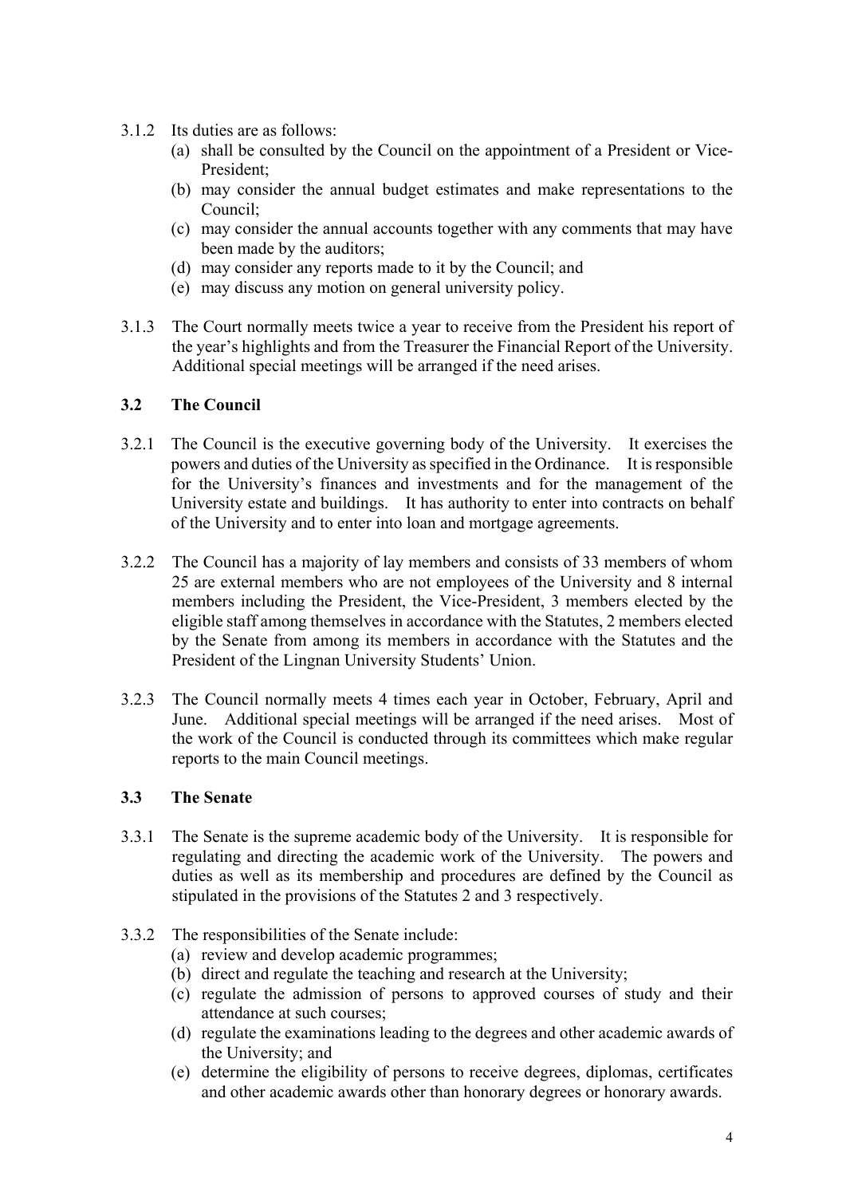3.1.2 Its duties are as follows:

(a) shall be consulted by the Council on the appointment of a President or Vice-President;
(b) may consider the annual budget estimates and make representations to the Council;
(c) may consider the annual accounts together with any comments that may have been made by the auditors;
(d) may consider any reports made to it by the Council; and
(e) may discuss any motion on general university policy.

3.1.3 The Court normally meets twice a year to receive from the President his report of the year's highlights and from the Treasurer the Financial Report of the University. Additional special meetings will be arranged if the need arises.

### 3.2 The Council

3.2.1 The Council is the executive governing body of the University. It exercises the powers and duties of the University as specified in the Ordinance. It is responsible for the University's finances and investments and for the management of the University estate and buildings. It has authority to enter into contracts on behalf of the University and to enter into loan and mortgage agreements.

3.2.2 The Council has a majority of lay members and consists of 33 members of whom 25 are external members who are not employees of the University and 8 internal members including the President, the Vice-President, 3 members elected by the eligible staff among themselves in accordance with the Statutes, 2 members elected by the Senate from among its members in accordance with the Statutes and the President of the Lingnan University Students' Union.

3.2.3 The Council normally meets 4 times each year in October, February, April and June. Additional special meetings will be arranged if the need arises. Most of the work of the Council is conducted through its committees which make regular reports to the main Council meetings.

### 3.3 The Senate

3.3.1 The Senate is the supreme academic body of the University. It is responsible for regulating and directing the academic work of the University. The powers and duties as well as its membership and procedures are defined by the Council as stipulated in the provisions of the Statutes 2 and 3 respectively.

3.3.2 The responsibilities of the Senate include:

(a) review and develop academic programmes;
(b) direct and regulate the teaching and research at the University;
(c) regulate the admission of persons to approved courses of study and their attendance at such courses;
(d) regulate the examinations leading to the degrees and other academic awards of the University; and
(e) determine the eligibility of persons to receive degrees, diplomas, certificates and other academic awards other than honorary degrees or honorary awards.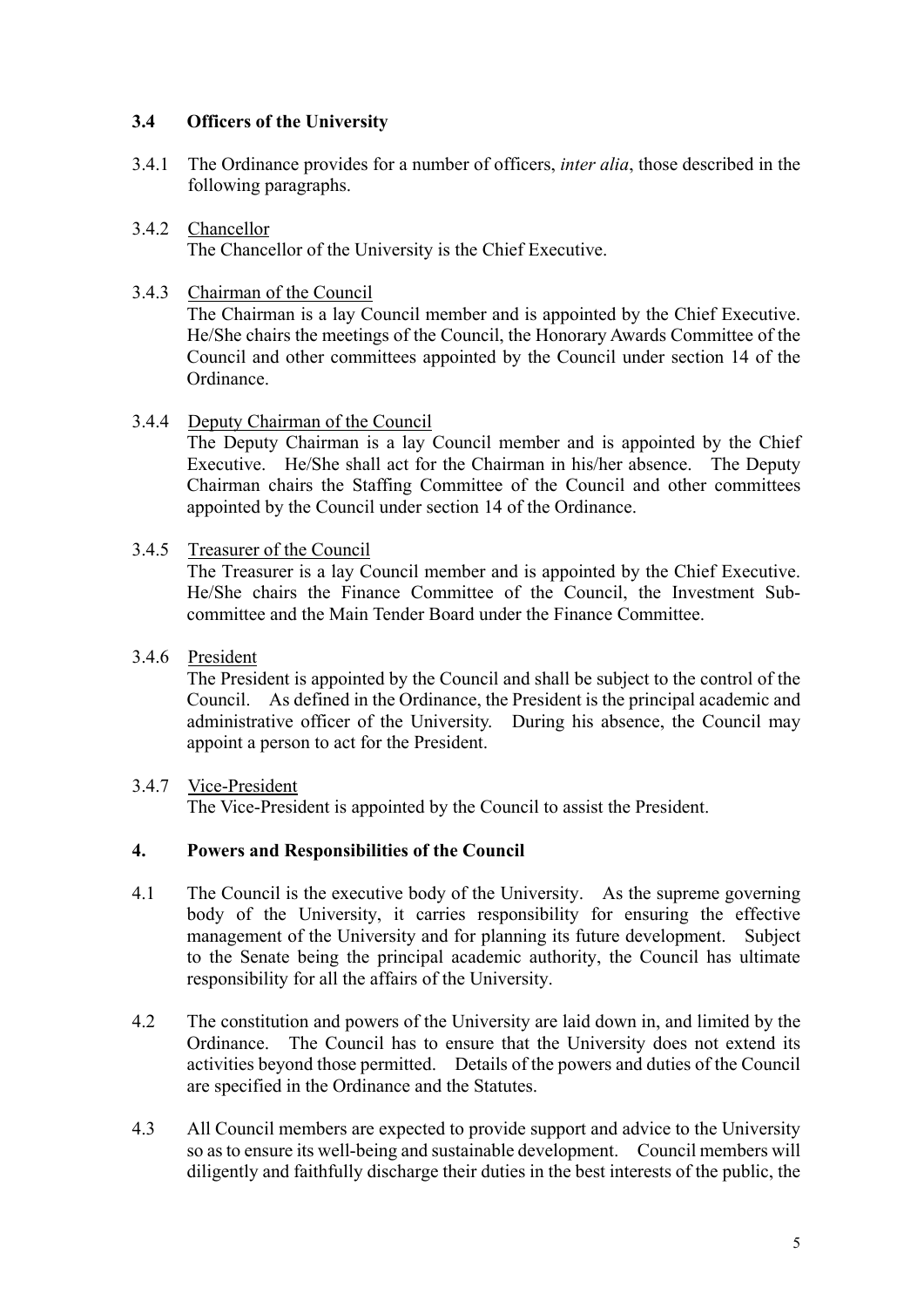### 3.4 Officers of the University

3.4.1 The Ordinance provides for a number of officers, *inter alia*, those described in the following paragraphs.

3.4.2 Chancellor

The Chancellor of the University is the Chief Executive.

3.4.3 Chairman of the Council

The Chairman is a lay Council member and is appointed by the Chief Executive. He/She chairs the meetings of the Council, the Honorary Awards Committee of the Council and other committees appointed by the Council under section 14 of the Ordinance.

3.4.4 Deputy Chairman of the Council

The Deputy Chairman is a lay Council member and is appointed by the Chief Executive. He/She shall act for the Chairman in his/her absence. The Deputy Chairman chairs the Staffing Committee of the Council and other committees appointed by the Council under section 14 of the Ordinance.

3.4.5 Treasurer of the Council

The Treasurer is a lay Council member and is appointed by the Chief Executive. He/She chairs the Finance Committee of the Council, the Investment Sub-committee and the Main Tender Board under the Finance Committee.

3.4.6 President

The President is appointed by the Council and shall be subject to the control of the Council. As defined in the Ordinance, the President is the principal academic and administrative officer of the University. During his absence, the Council may appoint a person to act for the President.

3.4.7 Vice-President

The Vice-President is appointed by the Council to assist the President.

## 4. Powers and Responsibilities of the Council

4.1 The Council is the executive body of the University. As the supreme governing body of the University, it carries responsibility for ensuring the effective management of the University and for planning its future development. Subject to the Senate being the principal academic authority, the Council has ultimate responsibility for all the affairs of the University.

4.2 The constitution and powers of the University are laid down in, and limited by the Ordinance. The Council has to ensure that the University does not extend its activities beyond those permitted. Details of the powers and duties of the Council are specified in the Ordinance and the Statutes.

4.3 All Council members are expected to provide support and advice to the University so as to ensure its well-being and sustainable development. Council members will diligently and faithfully discharge their duties in the best interests of the public, the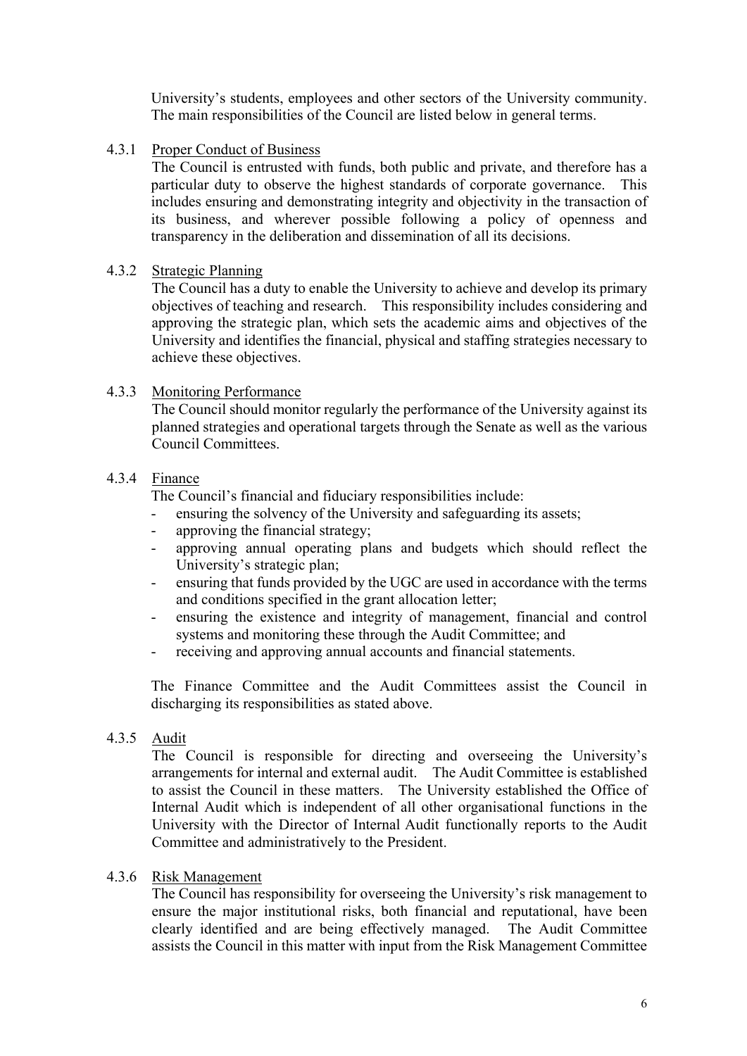University's students, employees and other sectors of the University community. The main responsibilities of the Council are listed below in general terms.

4.3.1 Proper Conduct of Business

The Council is entrusted with funds, both public and private, and therefore has a particular duty to observe the highest standards of corporate governance. This includes ensuring and demonstrating integrity and objectivity in the transaction of its business, and wherever possible following a policy of openness and transparency in the deliberation and dissemination of all its decisions.

4.3.2 Strategic Planning

The Council has a duty to enable the University to achieve and develop its primary objectives of teaching and research. This responsibility includes considering and approving the strategic plan, which sets the academic aims and objectives of the University and identifies the financial, physical and staffing strategies necessary to achieve these objectives.

4.3.3 Monitoring Performance

The Council should monitor regularly the performance of the University against its planned strategies and operational targets through the Senate as well as the various Council Committees.

4.3.4 Finance

The Council's financial and fiduciary responsibilities include:

- ensuring the solvency of the University and safeguarding its assets;
- approving the financial strategy;
- approving annual operating plans and budgets which should reflect the University's strategic plan;
- ensuring that funds provided by the UGC are used in accordance with the terms and conditions specified in the grant allocation letter;
- ensuring the existence and integrity of management, financial and control systems and monitoring these through the Audit Committee; and
- receiving and approving annual accounts and financial statements.

The Finance Committee and the Audit Committees assist the Council in discharging its responsibilities as stated above.

4.3.5 Audit

The Council is responsible for directing and overseeing the University's arrangements for internal and external audit. The Audit Committee is established to assist the Council in these matters. The University established the Office of Internal Audit which is independent of all other organisational functions in the University with the Director of Internal Audit functionally reports to the Audit Committee and administratively to the President.

4.3.6 Risk Management

The Council has responsibility for overseeing the University's risk management to ensure the major institutional risks, both financial and reputational, have been clearly identified and are being effectively managed. The Audit Committee assists the Council in this matter with input from the Risk Management Committee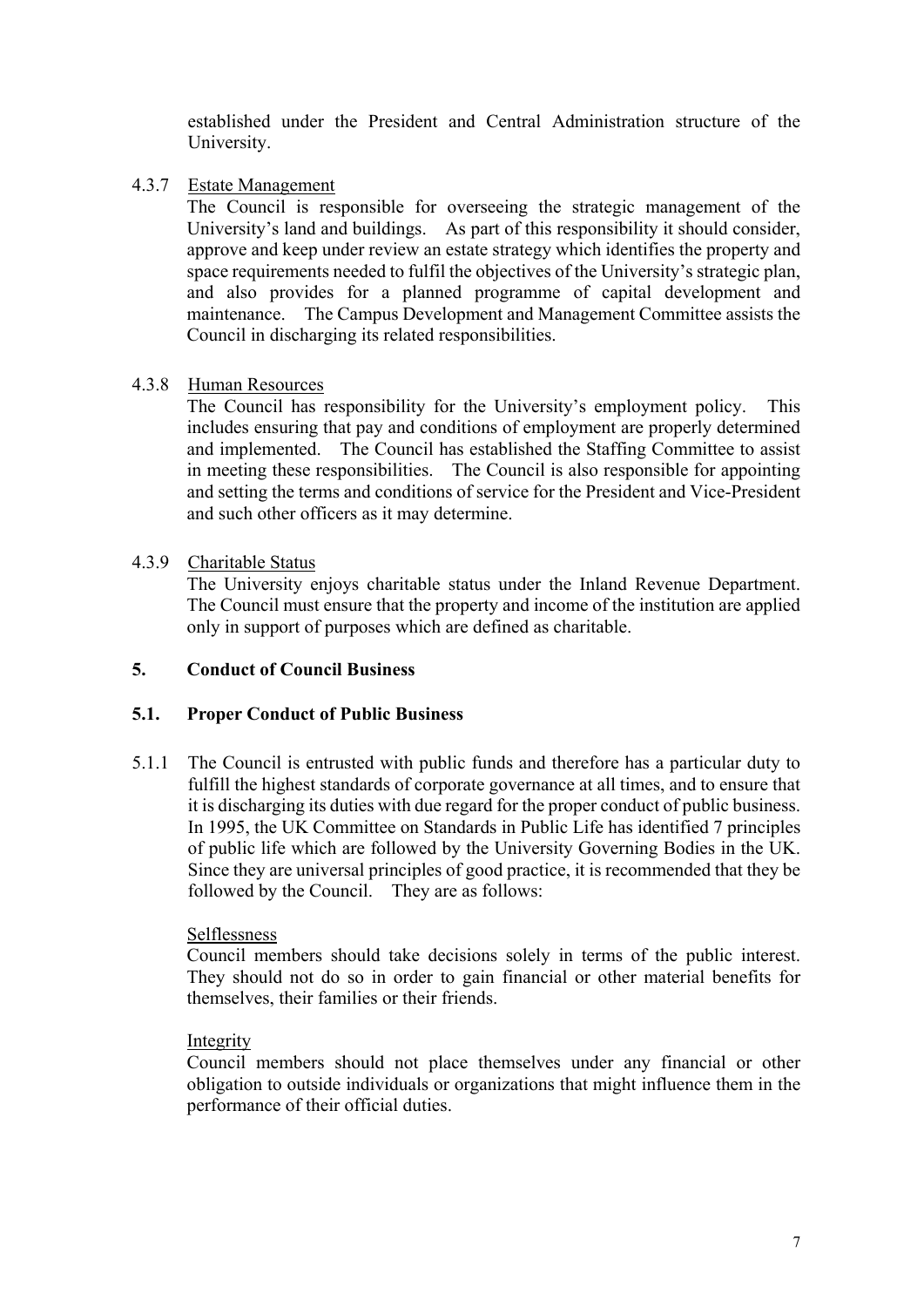established under the President and Central Administration structure of the University.

4.3.7 Estate Management

The Council is responsible for overseeing the strategic management of the University's land and buildings. As part of this responsibility it should consider, approve and keep under review an estate strategy which identifies the property and space requirements needed to fulfil the objectives of the University's strategic plan, and also provides for a planned programme of capital development and maintenance. The Campus Development and Management Committee assists the Council in discharging its related responsibilities.

4.3.8 Human Resources

The Council has responsibility for the University's employment policy. This includes ensuring that pay and conditions of employment are properly determined and implemented. The Council has established the Staffing Committee to assist in meeting these responsibilities. The Council is also responsible for appointing and setting the terms and conditions of service for the President and Vice-President and such other officers as it may determine.

4.3.9 Charitable Status

The University enjoys charitable status under the Inland Revenue Department. The Council must ensure that the property and income of the institution are applied only in support of purposes which are defined as charitable.

## 5. Conduct of Council Business

### 5.1. Proper Conduct of Public Business

5.1.1 The Council is entrusted with public funds and therefore has a particular duty to fulfill the highest standards of corporate governance at all times, and to ensure that it is discharging its duties with due regard for the proper conduct of public business. In 1995, the UK Committee on Standards in Public Life has identified 7 principles of public life which are followed by the University Governing Bodies in the UK. Since they are universal principles of good practice, it is recommended that they be followed by the Council. They are as follows:

Selflessness

Council members should take decisions solely in terms of the public interest. They should not do so in order to gain financial or other material benefits for themselves, their families or their friends.

Integrity

Council members should not place themselves under any financial or other obligation to outside individuals or organizations that might influence them in the performance of their official duties.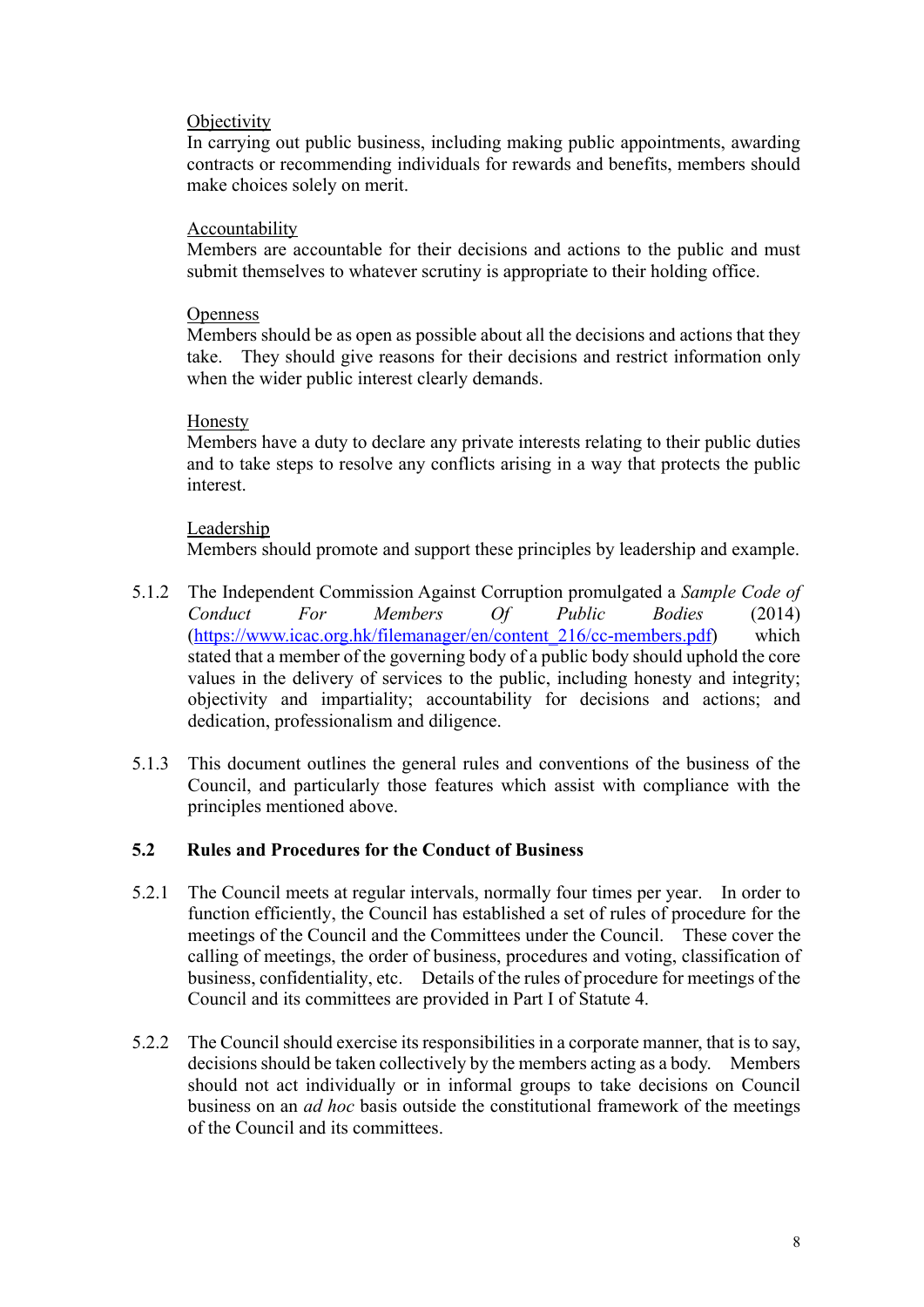Objectivity

In carrying out public business, including making public appointments, awarding contracts or recommending individuals for rewards and benefits, members should make choices solely on merit.

Accountability

Members are accountable for their decisions and actions to the public and must submit themselves to whatever scrutiny is appropriate to their holding office.

Openness

Members should be as open as possible about all the decisions and actions that they take. They should give reasons for their decisions and restrict information only when the wider public interest clearly demands.

Honesty

Members have a duty to declare any private interests relating to their public duties and to take steps to resolve any conflicts arising in a way that protects the public interest.

Leadership

Members should promote and support these principles by leadership and example.

5.1.2 The Independent Commission Against Corruption promulgated a *Sample Code of Conduct For Members Of Public Bodies* (2014) (https://www.icac.org.hk/filemanager/en/content_216/cc-members.pdf) which stated that a member of the governing body of a public body should uphold the core values in the delivery of services to the public, including honesty and integrity; objectivity and impartiality; accountability for decisions and actions; and dedication, professionalism and diligence.

5.1.3 This document outlines the general rules and conventions of the business of the Council, and particularly those features which assist with compliance with the principles mentioned above.

## 5.2 Rules and Procedures for the Conduct of Business

5.2.1 The Council meets at regular intervals, normally four times per year. In order to function efficiently, the Council has established a set of rules of procedure for the meetings of the Council and the Committees under the Council. These cover the calling of meetings, the order of business, procedures and voting, classification of business, confidentiality, etc. Details of the rules of procedure for meetings of the Council and its committees are provided in Part I of Statute 4.

5.2.2 The Council should exercise its responsibilities in a corporate manner, that is to say, decisions should be taken collectively by the members acting as a body. Members should not act individually or in informal groups to take decisions on Council business on an *ad hoc* basis outside the constitutional framework of the meetings of the Council and its committees.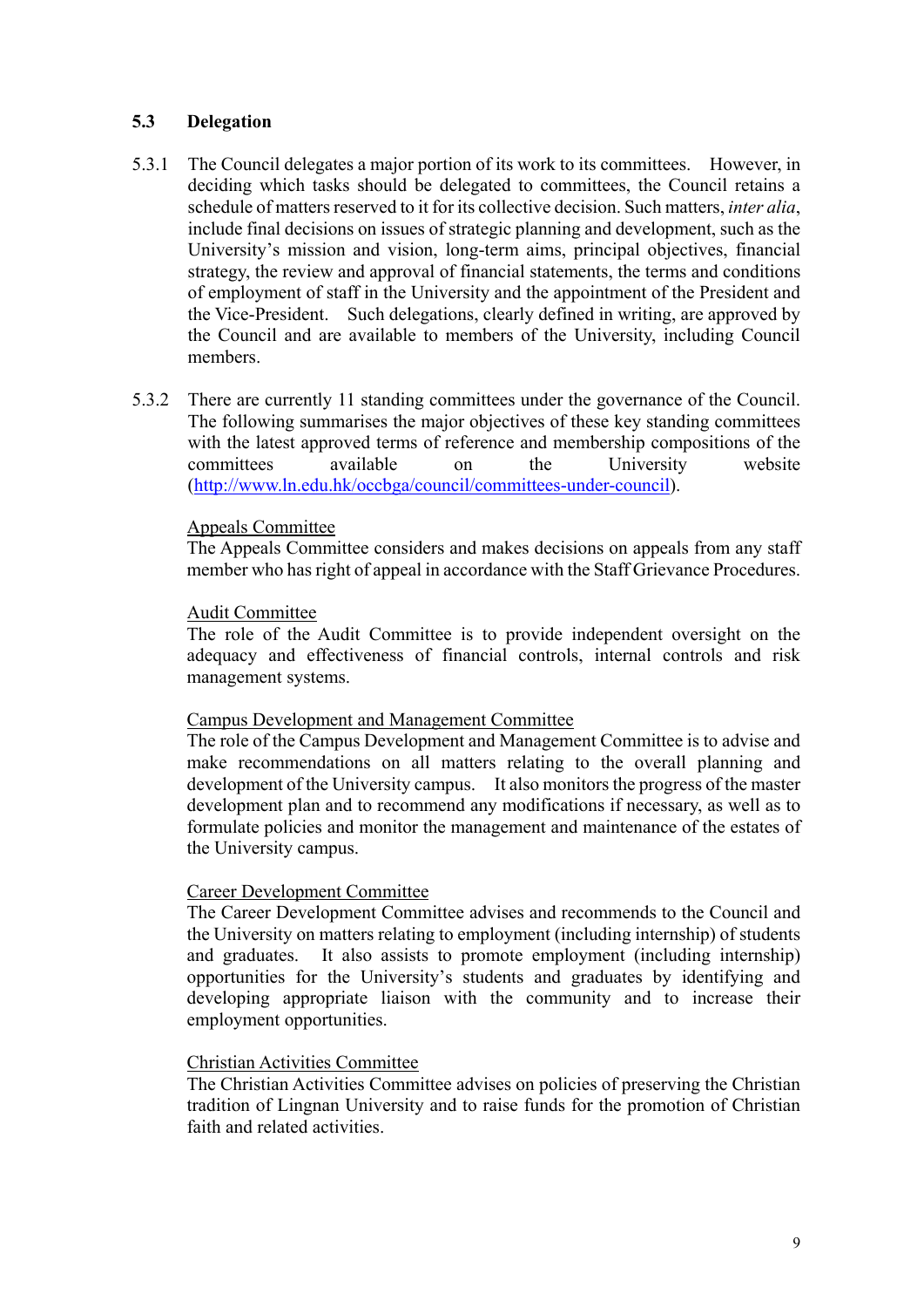## 5.3 Delegation

5.3.1 The Council delegates a major portion of its work to its committees. However, in deciding which tasks should be delegated to committees, the Council retains a schedule of matters reserved to it for its collective decision. Such matters, *inter alia*, include final decisions on issues of strategic planning and development, such as the University's mission and vision, long-term aims, principal objectives, financial strategy, the review and approval of financial statements, the terms and conditions of employment of staff in the University and the appointment of the President and the Vice-President. Such delegations, clearly defined in writing, are approved by the Council and are available to members of the University, including Council members.

5.3.2 There are currently 11 standing committees under the governance of the Council. The following summarises the major objectives of these key standing committees with the latest approved terms of reference and membership compositions of the committees available on the University website (http://www.ln.edu.hk/occbga/council/committees-under-council).

Appeals Committee
The Appeals Committee considers and makes decisions on appeals from any staff member who has right of appeal in accordance with the Staff Grievance Procedures.

Audit Committee
The role of the Audit Committee is to provide independent oversight on the adequacy and effectiveness of financial controls, internal controls and risk management systems.

Campus Development and Management Committee
The role of the Campus Development and Management Committee is to advise and make recommendations on all matters relating to the overall planning and development of the University campus. It also monitors the progress of the master development plan and to recommend any modifications if necessary, as well as to formulate policies and monitor the management and maintenance of the estates of the University campus.

Career Development Committee
The Career Development Committee advises and recommends to the Council and the University on matters relating to employment (including internship) of students and graduates. It also assists to promote employment (including internship) opportunities for the University's students and graduates by identifying and developing appropriate liaison with the community and to increase their employment opportunities.

Christian Activities Committee
The Christian Activities Committee advises on policies of preserving the Christian tradition of Lingnan University and to raise funds for the promotion of Christian faith and related activities.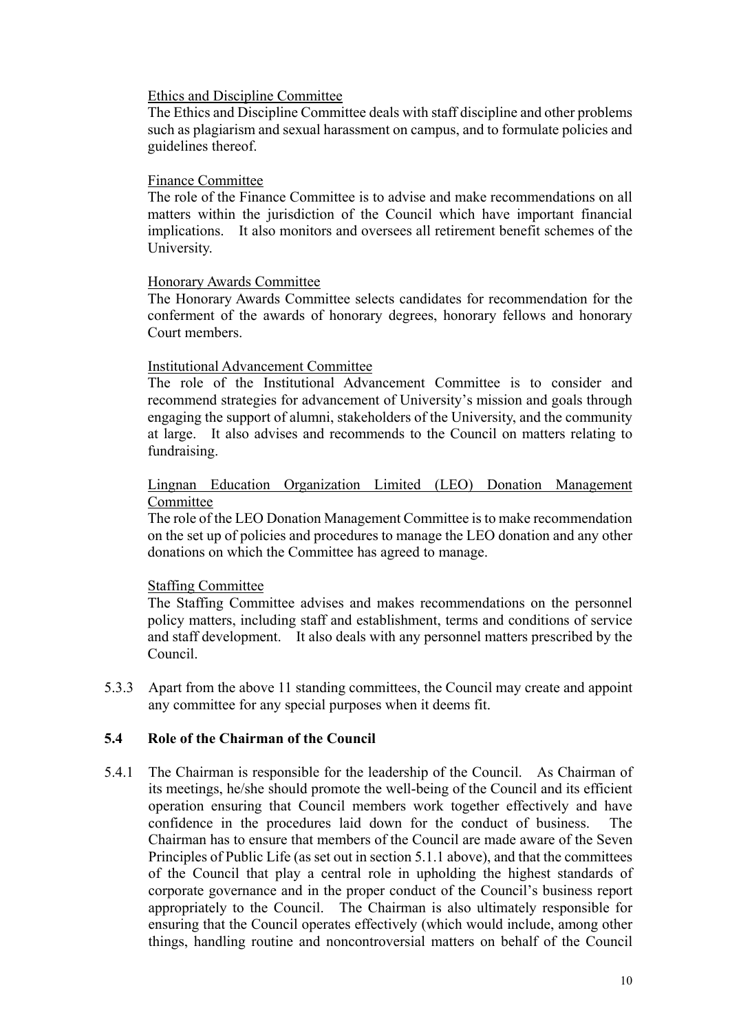Ethics and Discipline Committee

The Ethics and Discipline Committee deals with staff discipline and other problems such as plagiarism and sexual harassment on campus, and to formulate policies and guidelines thereof.

Finance Committee

The role of the Finance Committee is to advise and make recommendations on all matters within the jurisdiction of the Council which have important financial implications. It also monitors and oversees all retirement benefit schemes of the University.

Honorary Awards Committee

The Honorary Awards Committee selects candidates for recommendation for the conferment of the awards of honorary degrees, honorary fellows and honorary Court members.

Institutional Advancement Committee

The role of the Institutional Advancement Committee is to consider and recommend strategies for advancement of University's mission and goals through engaging the support of alumni, stakeholders of the University, and the community at large. It also advises and recommends to the Council on matters relating to fundraising.

Lingnan Education Organization Limited (LEO) Donation Management Committee

The role of the LEO Donation Management Committee is to make recommendation on the set up of policies and procedures to manage the LEO donation and any other donations on which the Committee has agreed to manage.

Staffing Committee

The Staffing Committee advises and makes recommendations on the personnel policy matters, including staff and establishment, terms and conditions of service and staff development. It also deals with any personnel matters prescribed by the Council.

5.3.3 Apart from the above 11 standing committees, the Council may create and appoint any committee for any special purposes when it deems fit.

### 5.4 Role of the Chairman of the Council

5.4.1 The Chairman is responsible for the leadership of the Council. As Chairman of its meetings, he/she should promote the well-being of the Council and its efficient operation ensuring that Council members work together effectively and have confidence in the procedures laid down for the conduct of business. The Chairman has to ensure that members of the Council are made aware of the Seven Principles of Public Life (as set out in section 5.1.1 above), and that the committees of the Council that play a central role in upholding the highest standards of corporate governance and in the proper conduct of the Council's business report appropriately to the Council. The Chairman is also ultimately responsible for ensuring that the Council operates effectively (which would include, among other things, handling routine and noncontroversial matters on behalf of the Council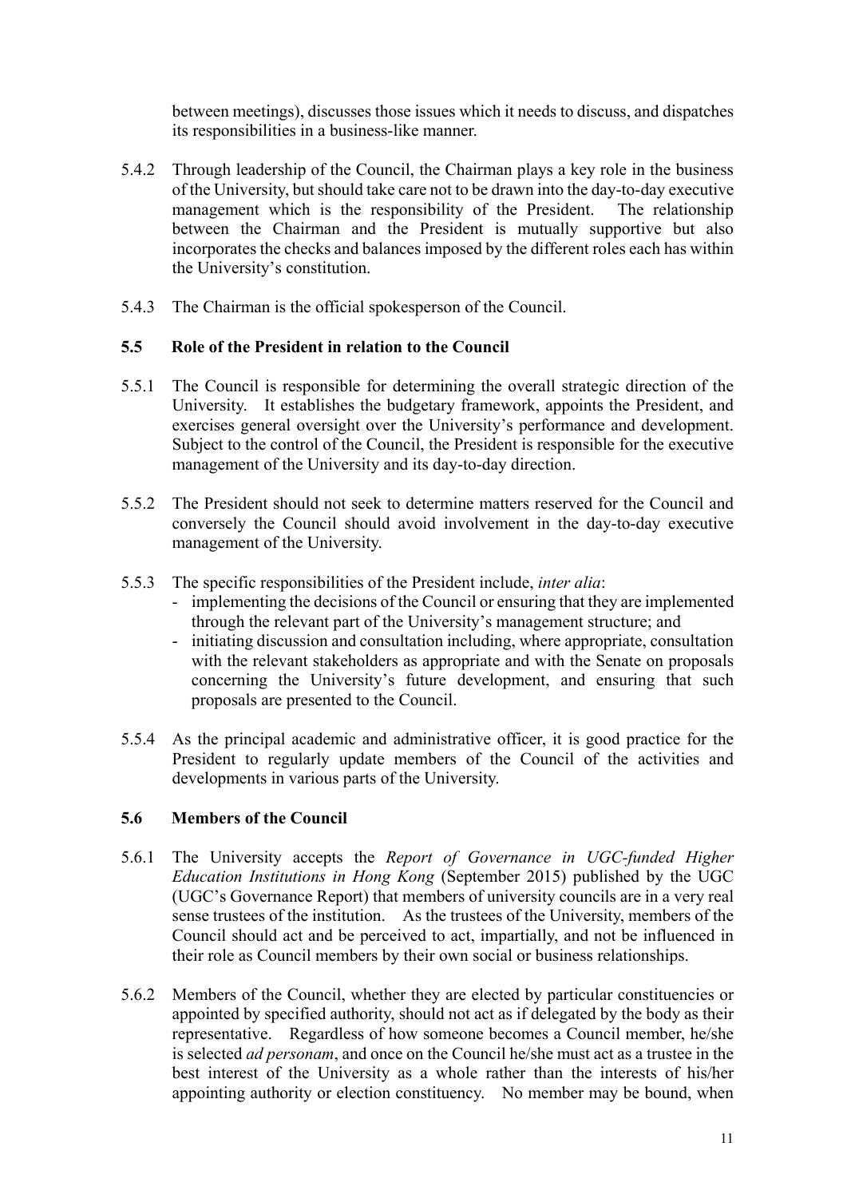between meetings), discusses those issues which it needs to discuss, and dispatches its responsibilities in a business-like manner.

5.4.2 Through leadership of the Council, the Chairman plays a key role in the business of the University, but should take care not to be drawn into the day-to-day executive management which is the responsibility of the President. The relationship between the Chairman and the President is mutually supportive but also incorporates the checks and balances imposed by the different roles each has within the University's constitution.

5.4.3 The Chairman is the official spokesperson of the Council.

### 5.5 Role of the President in relation to the Council

5.5.1 The Council is responsible for determining the overall strategic direction of the University. It establishes the budgetary framework, appoints the President, and exercises general oversight over the University's performance and development. Subject to the control of the Council, the President is responsible for the executive management of the University and its day-to-day direction.

5.5.2 The President should not seek to determine matters reserved for the Council and conversely the Council should avoid involvement in the day-to-day executive management of the University.

5.5.3 The specific responsibilities of the President include, *inter alia*:

- implementing the decisions of the Council or ensuring that they are implemented through the relevant part of the University's management structure; and
- initiating discussion and consultation including, where appropriate, consultation with the relevant stakeholders as appropriate and with the Senate on proposals concerning the University's future development, and ensuring that such proposals are presented to the Council.

5.5.4 As the principal academic and administrative officer, it is good practice for the President to regularly update members of the Council of the activities and developments in various parts of the University.

### 5.6 Members of the Council

5.6.1 The University accepts the *Report of Governance in UGC-funded Higher Education Institutions in Hong Kong* (September 2015) published by the UGC (UGC's Governance Report) that members of university councils are in a very real sense trustees of the institution. As the trustees of the University, members of the Council should act and be perceived to act, impartially, and not be influenced in their role as Council members by their own social or business relationships.

5.6.2 Members of the Council, whether they are elected by particular constituencies or appointed by specified authority, should not act as if delegated by the body as their representative. Regardless of how someone becomes a Council member, he/she is selected *ad personam*, and once on the Council he/she must act as a trustee in the best interest of the University as a whole rather than the interests of his/her appointing authority or election constituency. No member may be bound, when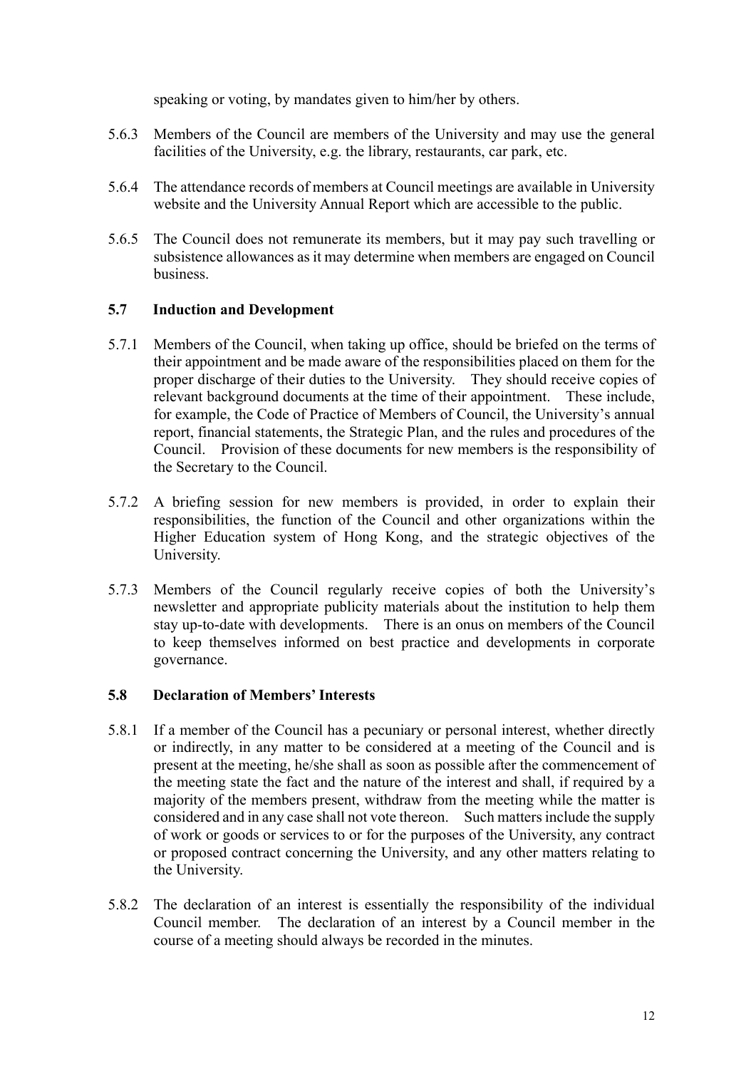speaking or voting, by mandates given to him/her by others.

5.6.3 Members of the Council are members of the University and may use the general facilities of the University, e.g. the library, restaurants, car park, etc.

5.6.4 The attendance records of members at Council meetings are available in University website and the University Annual Report which are accessible to the public.

5.6.5 The Council does not remunerate its members, but it may pay such travelling or subsistence allowances as it may determine when members are engaged on Council business.

### 5.7 Induction and Development

5.7.1 Members of the Council, when taking up office, should be briefed on the terms of their appointment and be made aware of the responsibilities placed on them for the proper discharge of their duties to the University. They should receive copies of relevant background documents at the time of their appointment. These include, for example, the Code of Practice of Members of Council, the University's annual report, financial statements, the Strategic Plan, and the rules and procedures of the Council. Provision of these documents for new members is the responsibility of the Secretary to the Council.

5.7.2 A briefing session for new members is provided, in order to explain their responsibilities, the function of the Council and other organizations within the Higher Education system of Hong Kong, and the strategic objectives of the University.

5.7.3 Members of the Council regularly receive copies of both the University's newsletter and appropriate publicity materials about the institution to help them stay up-to-date with developments. There is an onus on members of the Council to keep themselves informed on best practice and developments in corporate governance.

### 5.8 Declaration of Members' Interests

5.8.1 If a member of the Council has a pecuniary or personal interest, whether directly or indirectly, in any matter to be considered at a meeting of the Council and is present at the meeting, he/she shall as soon as possible after the commencement of the meeting state the fact and the nature of the interest and shall, if required by a majority of the members present, withdraw from the meeting while the matter is considered and in any case shall not vote thereon. Such matters include the supply of work or goods or services to or for the purposes of the University, any contract or proposed contract concerning the University, and any other matters relating to the University.

5.8.2 The declaration of an interest is essentially the responsibility of the individual Council member. The declaration of an interest by a Council member in the course of a meeting should always be recorded in the minutes.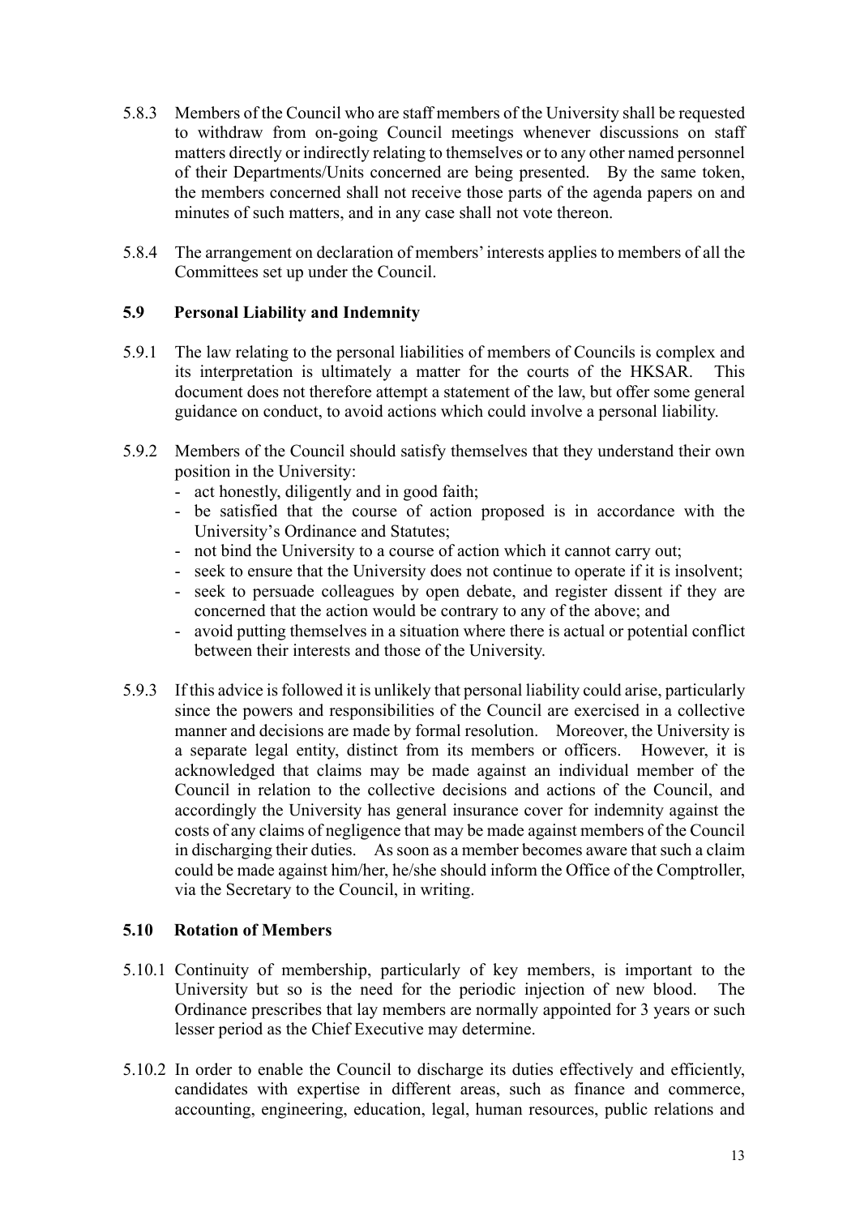5.8.3 Members of the Council who are staff members of the University shall be requested to withdraw from on-going Council meetings whenever discussions on staff matters directly or indirectly relating to themselves or to any other named personnel of their Departments/Units concerned are being presented. By the same token, the members concerned shall not receive those parts of the agenda papers on and minutes of such matters, and in any case shall not vote thereon.

5.8.4 The arrangement on declaration of members' interests applies to members of all the Committees set up under the Council.

### 5.9 Personal Liability and Indemnity

5.9.1 The law relating to the personal liabilities of members of Councils is complex and its interpretation is ultimately a matter for the courts of the HKSAR. This document does not therefore attempt a statement of the law, but offer some general guidance on conduct, to avoid actions which could involve a personal liability.

5.9.2 Members of the Council should satisfy themselves that they understand their own position in the University:

- act honestly, diligently and in good faith;
- be satisfied that the course of action proposed is in accordance with the University's Ordinance and Statutes;
- not bind the University to a course of action which it cannot carry out;
- seek to ensure that the University does not continue to operate if it is insolvent;
- seek to persuade colleagues by open debate, and register dissent if they are concerned that the action would be contrary to any of the above; and
- avoid putting themselves in a situation where there is actual or potential conflict between their interests and those of the University.

5.9.3 If this advice is followed it is unlikely that personal liability could arise, particularly since the powers and responsibilities of the Council are exercised in a collective manner and decisions are made by formal resolution. Moreover, the University is a separate legal entity, distinct from its members or officers. However, it is acknowledged that claims may be made against an individual member of the Council in relation to the collective decisions and actions of the Council, and accordingly the University has general insurance cover for indemnity against the costs of any claims of negligence that may be made against members of the Council in discharging their duties. As soon as a member becomes aware that such a claim could be made against him/her, he/she should inform the Office of the Comptroller, via the Secretary to the Council, in writing.

### 5.10 Rotation of Members

5.10.1 Continuity of membership, particularly of key members, is important to the University but so is the need for the periodic injection of new blood. The Ordinance prescribes that lay members are normally appointed for 3 years or such lesser period as the Chief Executive may determine.

5.10.2 In order to enable the Council to discharge its duties effectively and efficiently, candidates with expertise in different areas, such as finance and commerce, accounting, engineering, education, legal, human resources, public relations and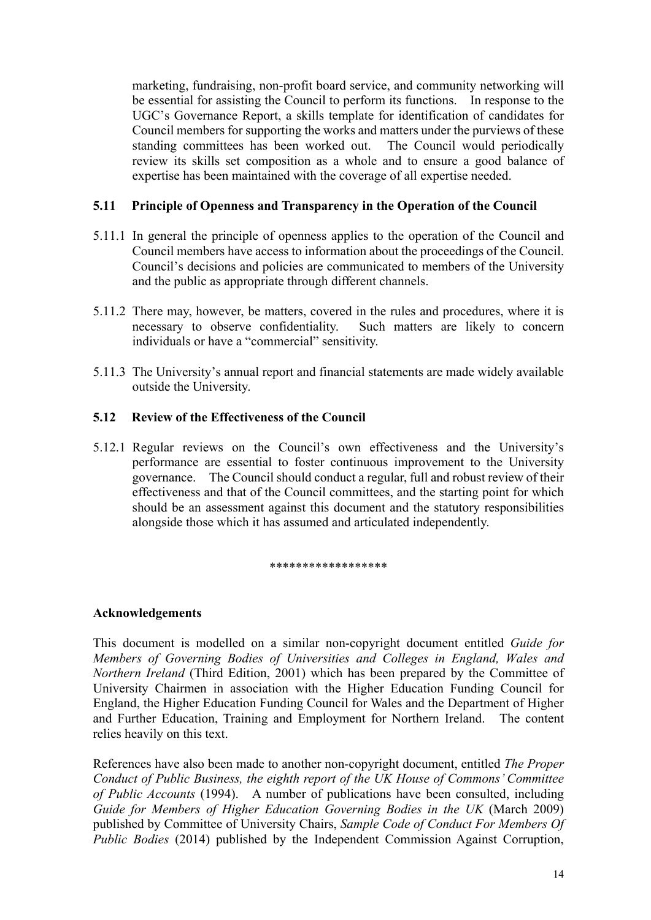marketing, fundraising, non-profit board service, and community networking will be essential for assisting the Council to perform its functions. In response to the UGC's Governance Report, a skills template for identification of candidates for Council members for supporting the works and matters under the purviews of these standing committees has been worked out. The Council would periodically review its skills set composition as a whole and to ensure a good balance of expertise has been maintained with the coverage of all expertise needed.

### 5.11 Principle of Openness and Transparency in the Operation of the Council

5.11.1 In general the principle of openness applies to the operation of the Council and Council members have access to information about the proceedings of the Council. Council's decisions and policies are communicated to members of the University and the public as appropriate through different channels.

5.11.2 There may, however, be matters, covered in the rules and procedures, where it is necessary to observe confidentiality. Such matters are likely to concern individuals or have a "commercial" sensitivity.

5.11.3 The University's annual report and financial statements are made widely available outside the University.

### 5.12 Review of the Effectiveness of the Council

5.12.1 Regular reviews on the Council's own effectiveness and the University's performance are essential to foster continuous improvement to the University governance. The Council should conduct a regular, full and robust review of their effectiveness and that of the Council committees, and the starting point for which should be an assessment against this document and the statutory responsibilities alongside those which it has assumed and articulated independently.

\*\*\*\*\*\*\*\*\*\*\*\*\*\*\*\*\*\*

**Acknowledgements**

This document is modelled on a similar non-copyright document entitled *Guide for Members of Governing Bodies of Universities and Colleges in England, Wales and Northern Ireland* (Third Edition, 2001) which has been prepared by the Committee of University Chairmen in association with the Higher Education Funding Council for England, the Higher Education Funding Council for Wales and the Department of Higher and Further Education, Training and Employment for Northern Ireland. The content relies heavily on this text.

References have also been made to another non-copyright document, entitled *The Proper Conduct of Public Business, the eighth report of the UK House of Commons' Committee of Public Accounts* (1994). A number of publications have been consulted, including *Guide for Members of Higher Education Governing Bodies in the UK* (March 2009) published by Committee of University Chairs, *Sample Code of Conduct For Members Of Public Bodies* (2014) published by the Independent Commission Against Corruption,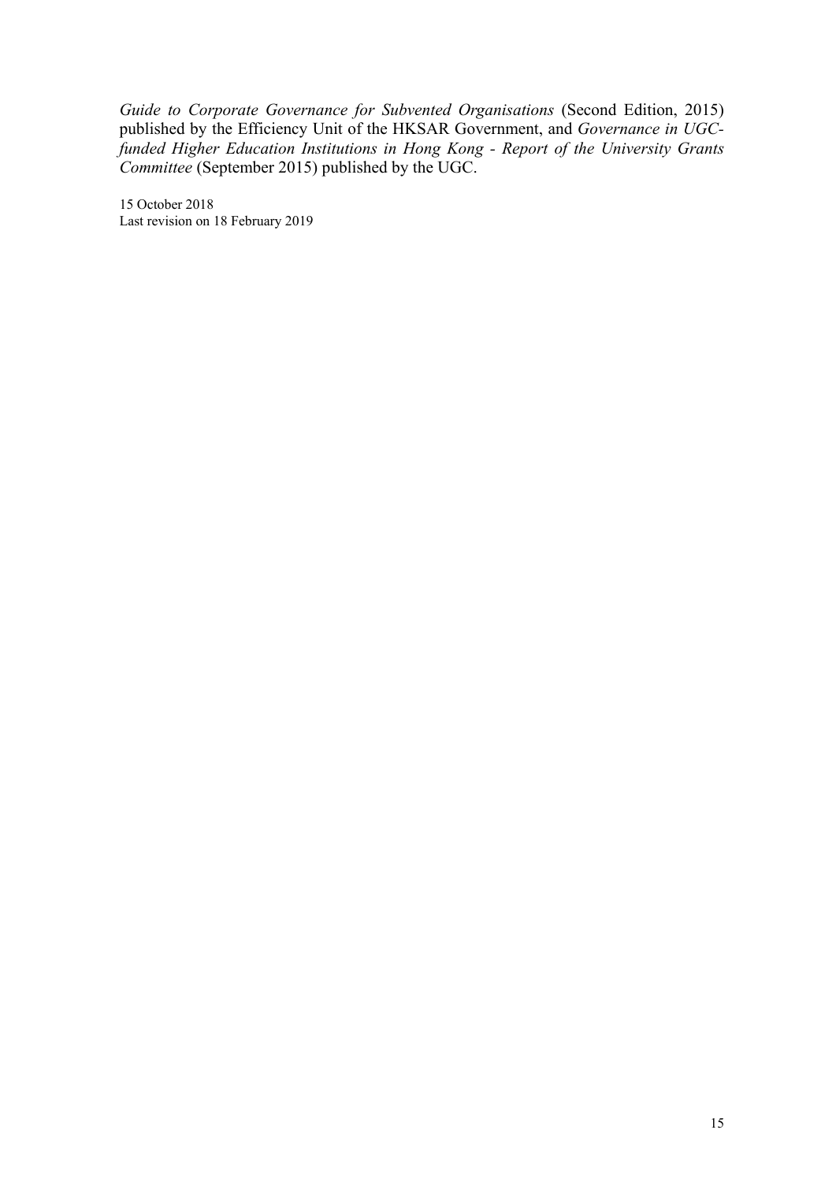*Guide to Corporate Governance for Subvented Organisations* (Second Edition, 2015) published by the Efficiency Unit of the HKSAR Government, and *Governance in UGC-funded Higher Education Institutions in Hong Kong - Report of the University Grants Committee* (September 2015) published by the UGC.

15 October 2018
Last revision on 18 February 2019